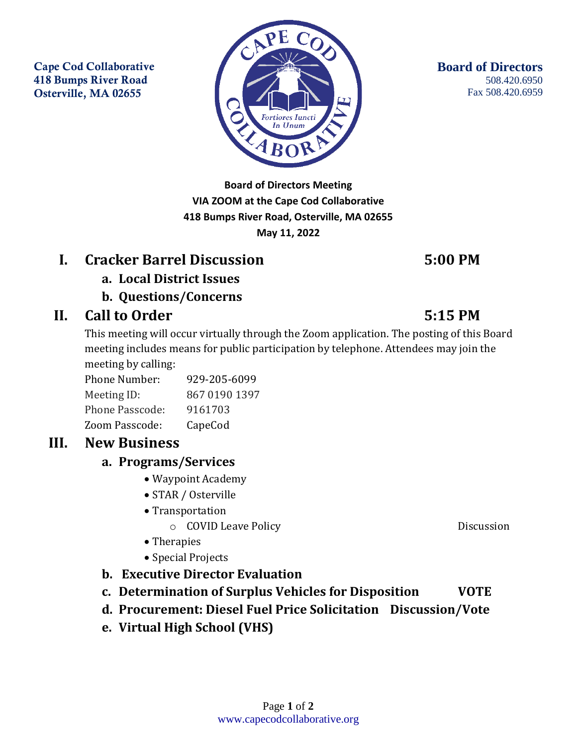Cape Cod Collaborative
418 Bumps River Road
Osterville, MA 02655

**Board of Directors**
508.420.6950
Fax 508.420.6959

**Board of Directors Meeting**
**VIA ZOOM at the Cape Cod Collaborative**
**418 Bumps River Road, Osterville, MA 02655**
**May 11, 2022**

## I. Cracker Barrel Discussion — 5:00 PM

- **a. Local District Issues**
- **b. Questions/Concerns**

## II. Call to Order — 5:15 PM

This meeting will occur virtually through the Zoom application. The posting of this Board meeting includes means for public participation by telephone. Attendees may join the meeting by calling:

| | |
|---|---|
| Phone Number: | 929-205-6099 |
| Meeting ID: | 867 0190 1397 |
| Phone Passcode: | 9161703 |
| Zoom Passcode: | CapeCod |

## III. New Business

- **a. Programs/Services**
  - Waypoint Academy
  - STAR / Osterville
  - Transportation
    - COVID Leave Policy — Discussion
  - Therapies
  - Special Projects
- **b. Executive Director Evaluation**
- **c. Determination of Surplus Vehicles for Disposition — VOTE**
- **d. Procurement: Diesel Fuel Price Solicitation — Discussion/Vote**
- **e. Virtual High School (VHS)**

www.capecodcollaborative.org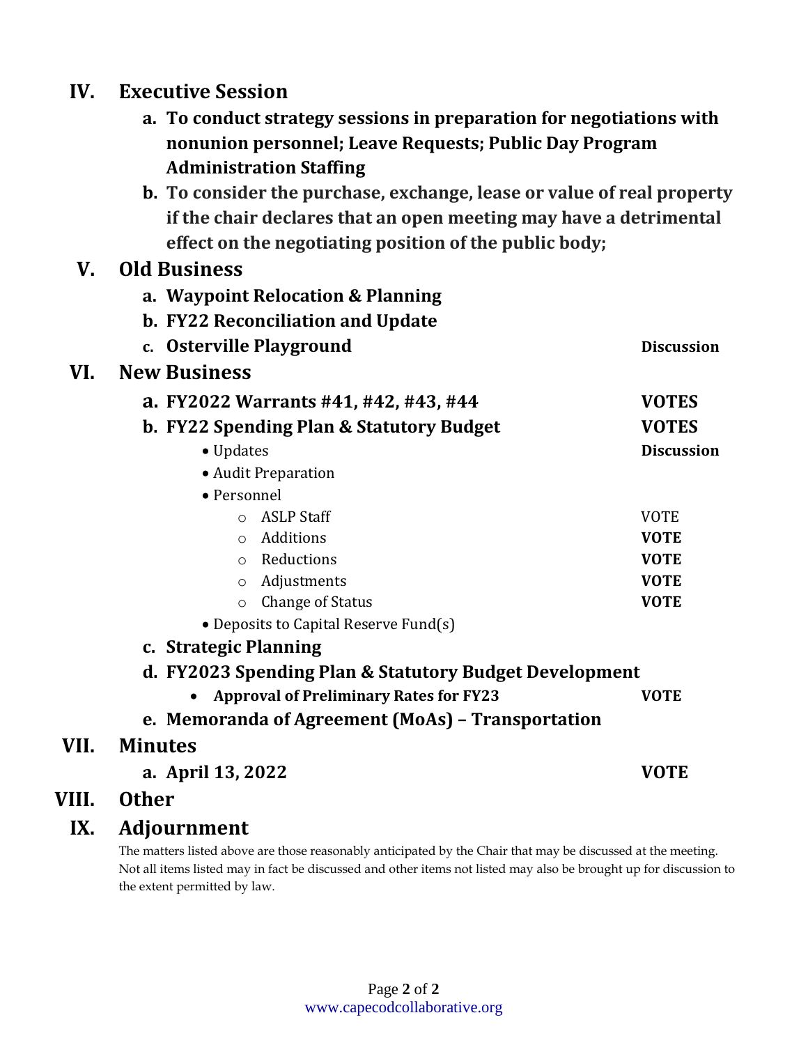## IV. Executive Session

**a. To conduct strategy sessions in preparation for negotiations with nonunion personnel; Leave Requests; Public Day Program Administration Staffing**

**b. To consider the purchase, exchange, lease or value of real property if the chair declares that an open meeting may have a detrimental effect on the negotiating position of the public body;**

## V. Old Business

**a. Waypoint Relocation & Planning**

**b. FY22 Reconciliation and Update**

**c. Osterville Playground** — **Discussion**

## VI. New Business

**a. FY2022 Warrants #41, #42, #43, #44** — **VOTES**

**b. FY22 Spending Plan & Statutory Budget** — **VOTES**

- Updates — **Discussion**
- Audit Preparation
- Personnel
  - ASLP Staff — VOTE
  - Additions — **VOTE**
  - Reductions — **VOTE**
  - Adjustments — **VOTE**
  - Change of Status — **VOTE**
- Deposits to Capital Reserve Fund(s)

**c. Strategic Planning**

**d. FY2023 Spending Plan & Statutory Budget Development**

- **Approval of Preliminary Rates for FY23** — **VOTE**

**e. Memoranda of Agreement (MoAs) – Transportation**

## VII. Minutes

**a. April 13, 2022** — **VOTE**

## VIII. Other

## IX. Adjournment

The matters listed above are those reasonably anticipated by the Chair that may be discussed at the meeting. Not all items listed may in fact be discussed and other items not listed may also be brought up for discussion to the extent permitted by law.

www.capecodcollaborative.org